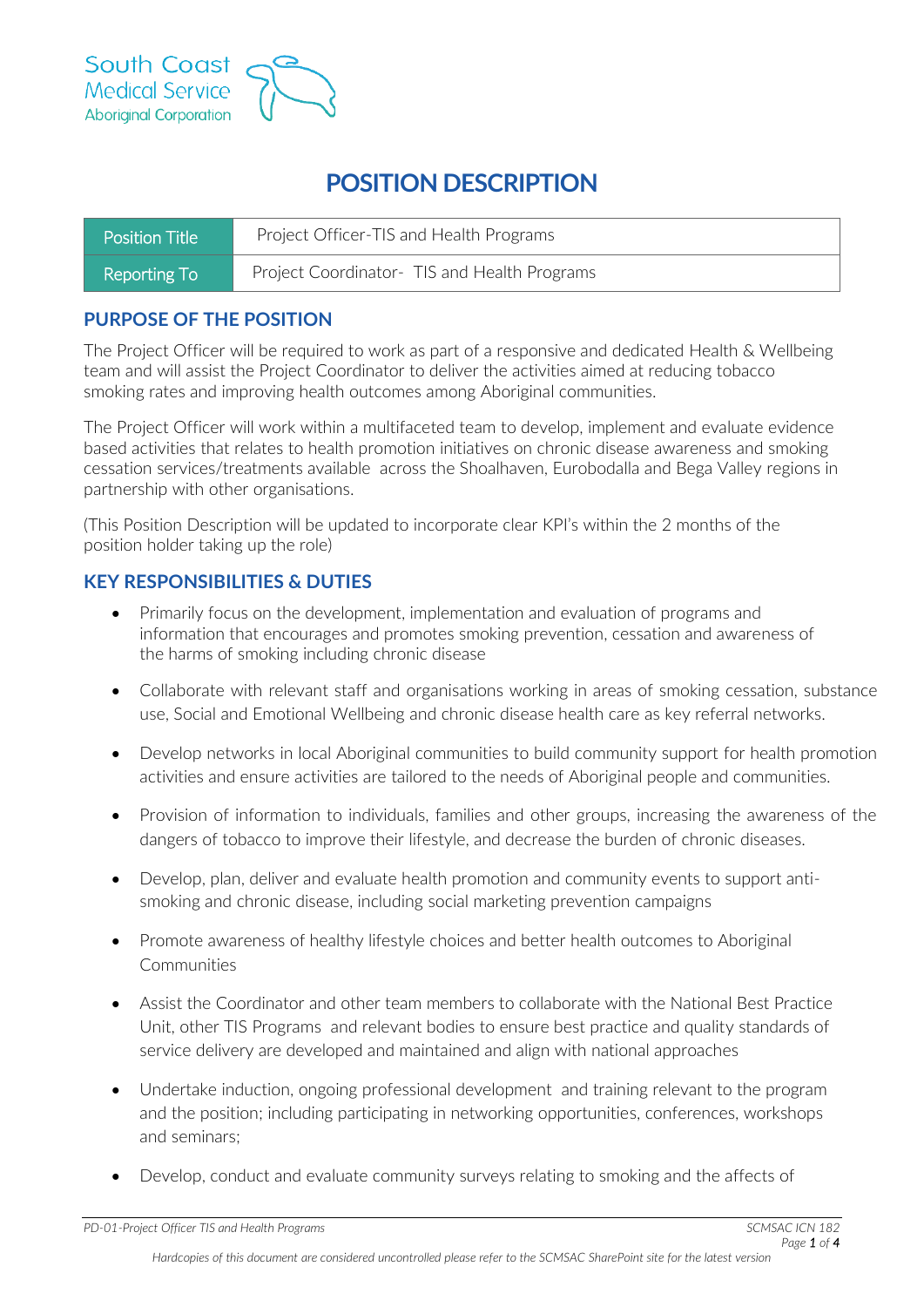South Coast Medical Service Aboriginal Corporation

# POSITION DESCRIPTION

| Position Title | Project Officer-TIS and Health Programs |
|---|---|
| Reporting To | Project Coordinator- TIS and Health Programs |

## PURPOSE OF THE POSITION

The Project Officer will be required to work as part of a responsive and dedicated Health & Wellbeing team and will assist the Project Coordinator to deliver the activities aimed at reducing tobacco smoking rates and improving health outcomes among Aboriginal communities.

The Project Officer will work within a multifaceted team to develop, implement and evaluate evidence based activities that relates to health promotion initiatives on chronic disease awareness and smoking cessation services/treatments available across the Shoalhaven, Eurobodalla and Bega Valley regions in partnership with other organisations.

(This Position Description will be updated to incorporate clear KPI's within the 2 months of the position holder taking up the role)

## KEY RESPONSIBILITIES & DUTIES

- Primarily focus on the development, implementation and evaluation of programs and information that encourages and promotes smoking prevention, cessation and awareness of the harms of smoking including chronic disease
- Collaborate with relevant staff and organisations working in areas of smoking cessation, substance use, Social and Emotional Wellbeing and chronic disease health care as key referral networks.
- Develop networks in local Aboriginal communities to build community support for health promotion activities and ensure activities are tailored to the needs of Aboriginal people and communities.
- Provision of information to individuals, families and other groups, increasing the awareness of the dangers of tobacco to improve their lifestyle, and decrease the burden of chronic diseases.
- Develop, plan, deliver and evaluate health promotion and community events to support anti-smoking and chronic disease, including social marketing prevention campaigns
- Promote awareness of healthy lifestyle choices and better health outcomes to Aboriginal Communities
- Assist the Coordinator and other team members to collaborate with the National Best Practice Unit, other TIS Programs and relevant bodies to ensure best practice and quality standards of service delivery are developed and maintained and align with national approaches
- Undertake induction, ongoing professional development and training relevant to the program and the position; including participating in networking opportunities, conferences, workshops and seminars;
- Develop, conduct and evaluate community surveys relating to smoking and the affects of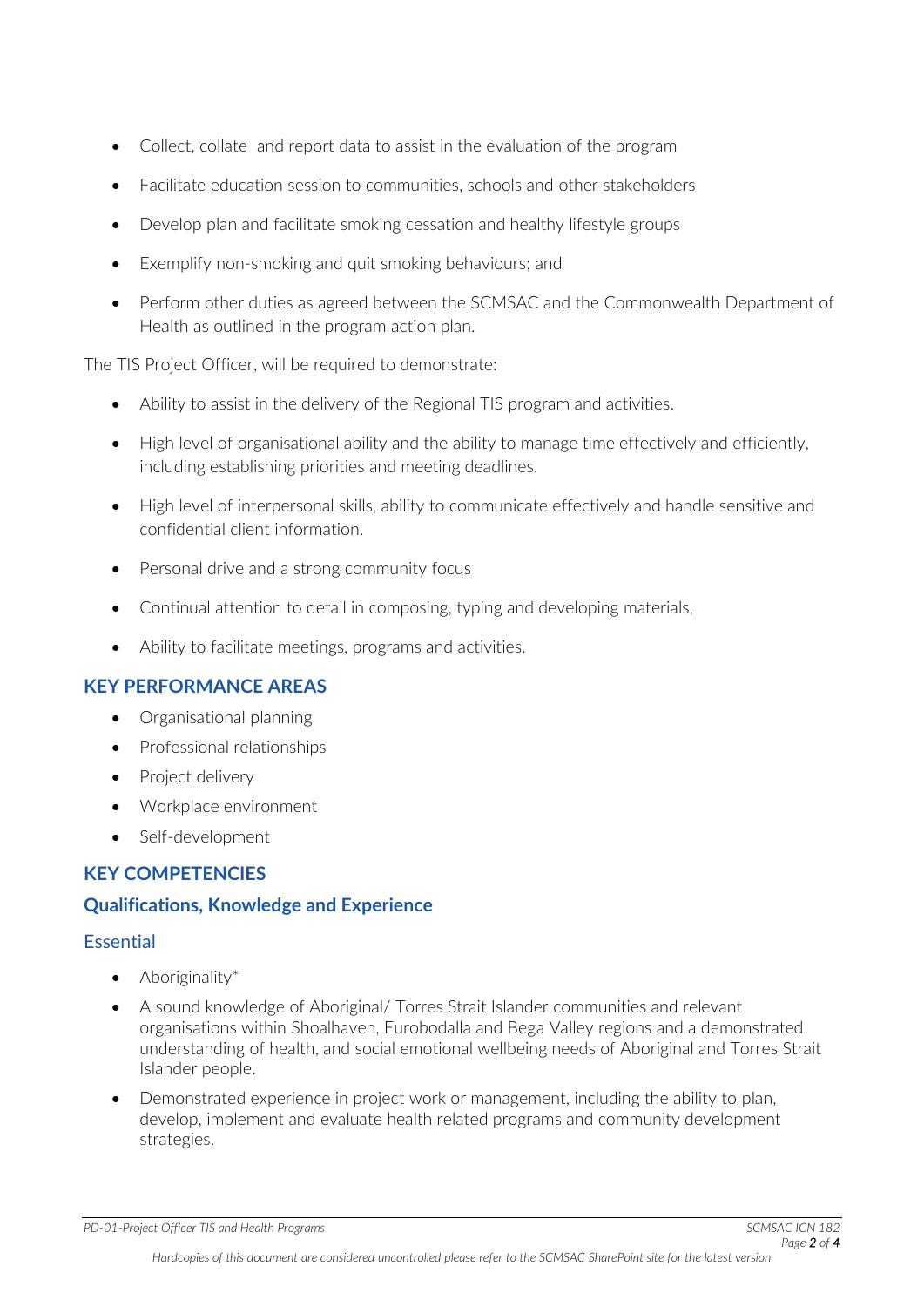- Collect, collate and report data to assist in the evaluation of the program
- Facilitate education session to communities, schools and other stakeholders
- Develop plan and facilitate smoking cessation and healthy lifestyle groups
- Exemplify non-smoking and quit smoking behaviours; and
- Perform other duties as agreed between the SCMSAC and the Commonwealth Department of Health as outlined in the program action plan.

The TIS Project Officer, will be required to demonstrate:

- Ability to assist in the delivery of the Regional TIS program and activities.
- High level of organisational ability and the ability to manage time effectively and efficiently, including establishing priorities and meeting deadlines.
- High level of interpersonal skills, ability to communicate effectively and handle sensitive and confidential client information.
- Personal drive and a strong community focus
- Continual attention to detail in composing, typing and developing materials,
- Ability to facilitate meetings, programs and activities.

## KEY PERFORMANCE AREAS

- Organisational planning
- Professional relationships
- Project delivery
- Workplace environment
- Self-development

## KEY COMPETENCIES

### Qualifications, Knowledge and Experience

#### Essential

- Aboriginality*
- A sound knowledge of Aboriginal/ Torres Strait Islander communities and relevant organisations within Shoalhaven, Eurobodalla and Bega Valley regions and a demonstrated understanding of health, and social emotional wellbeing needs of Aboriginal and Torres Strait Islander people.
- Demonstrated experience in project work or management, including the ability to plan, develop, implement and evaluate health related programs and community development strategies.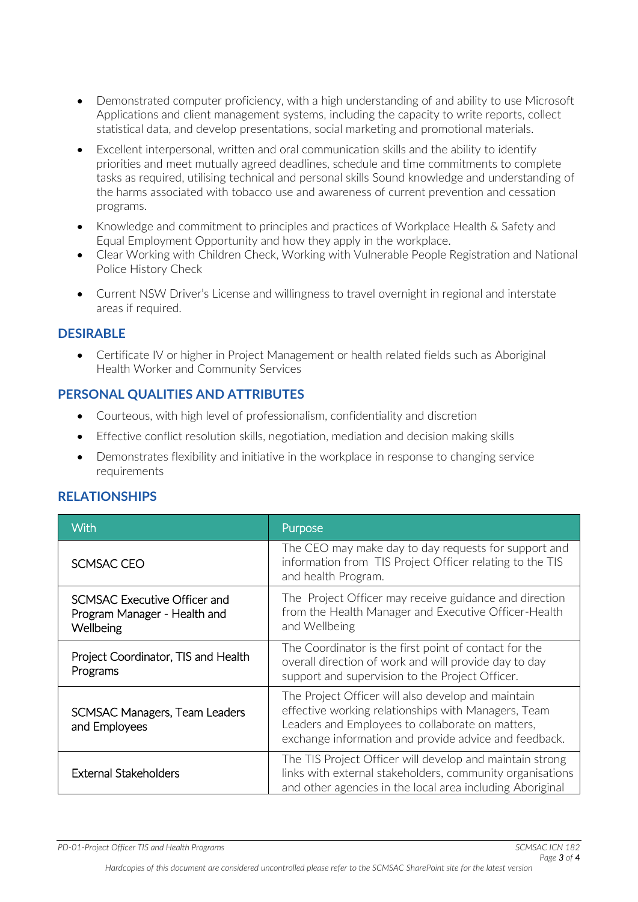- Demonstrated computer proficiency, with a high understanding of and ability to use Microsoft Applications and client management systems, including the capacity to write reports, collect statistical data, and develop presentations, social marketing and promotional materials.
- Excellent interpersonal, written and oral communication skills and the ability to identify priorities and meet mutually agreed deadlines, schedule and time commitments to complete tasks as required, utilising technical and personal skills Sound knowledge and understanding of the harms associated with tobacco use and awareness of current prevention and cessation programs.
- Knowledge and commitment to principles and practices of Workplace Health & Safety and Equal Employment Opportunity and how they apply in the workplace.
- Clear Working with Children Check, Working with Vulnerable People Registration and National Police History Check
- Current NSW Driver's License and willingness to travel overnight in regional and interstate areas if required.

## DESIRABLE

- Certificate IV or higher in Project Management or health related fields such as Aboriginal Health Worker and Community Services

## PERSONAL QUALITIES AND ATTRIBUTES

- Courteous, with high level of professionalism, confidentiality and discretion
- Effective conflict resolution skills, negotiation, mediation and decision making skills
- Demonstrates flexibility and initiative in the workplace in response to changing service requirements

## RELATIONSHIPS

| With | Purpose |
|---|---|
| SCMSAC CEO | The CEO may make day to day requests for support and information from TIS Project Officer relating to the TIS and health Program. |
| SCMSAC Executive Officer and Program Manager - Health and Wellbeing | The Project Officer may receive guidance and direction from the Health Manager and Executive Officer-Health and Wellbeing |
| Project Coordinator, TIS and Health Programs | The Coordinator is the first point of contact for the overall direction of work and will provide day to day support and supervision to the Project Officer. |
| SCMSAC Managers, Team Leaders and Employees | The Project Officer will also develop and maintain effective working relationships with Managers, Team Leaders and Employees to collaborate on matters, exchange information and provide advice and feedback. |
| External Stakeholders | The TIS Project Officer will develop and maintain strong links with external stakeholders, community organisations and other agencies in the local area including Aboriginal |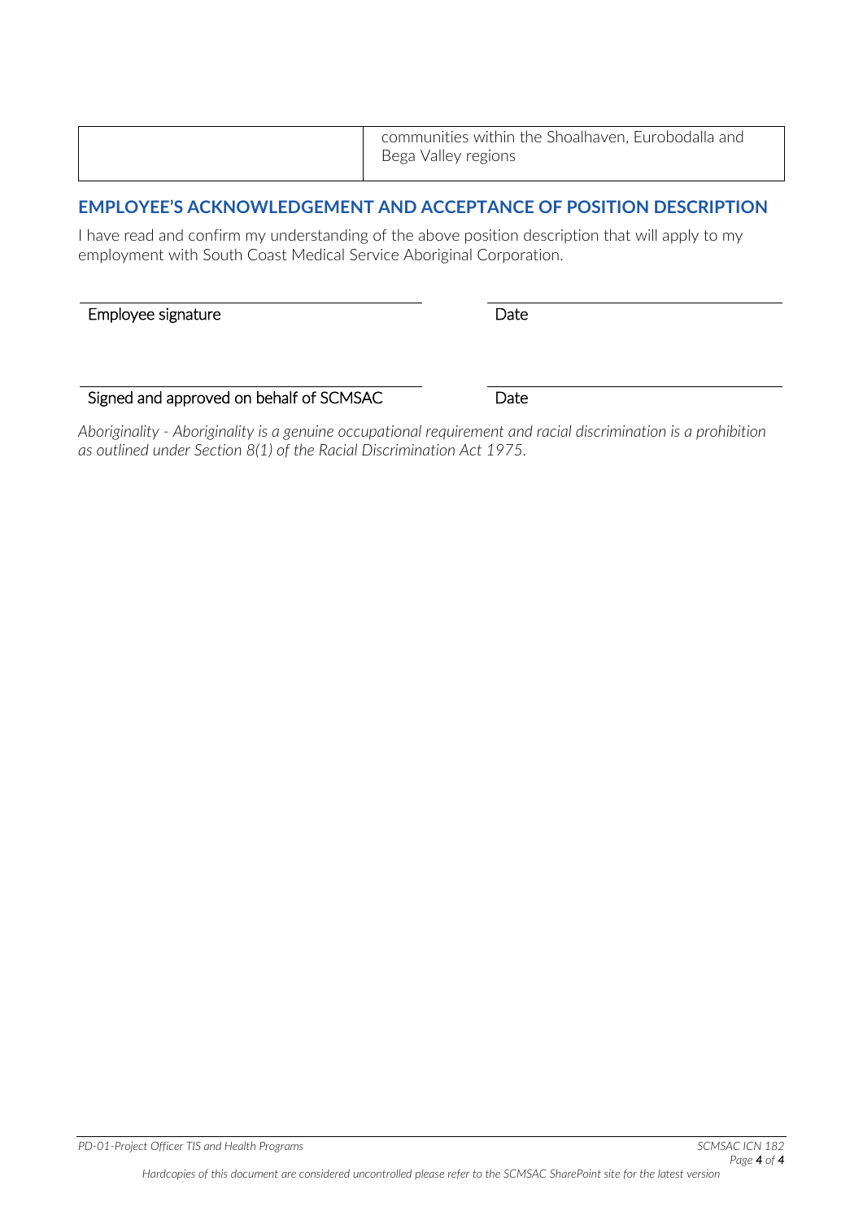| | |
|---|---|
| | communities within the Shoalhaven, Eurobodalla and Bega Valley regions |

## EMPLOYEE'S ACKNOWLEDGEMENT AND ACCEPTANCE OF POSITION DESCRIPTION

I have read and confirm my understanding of the above position description that will apply to my employment with South Coast Medical Service Aboriginal Corporation.

Employee signature Date

Signed and approved on behalf of SCMSAC Date

*Aboriginality - Aboriginality is a genuine occupational requirement and racial discrimination is a prohibition as outlined under Section 8(1) of the Racial Discrimination Act 1975.*